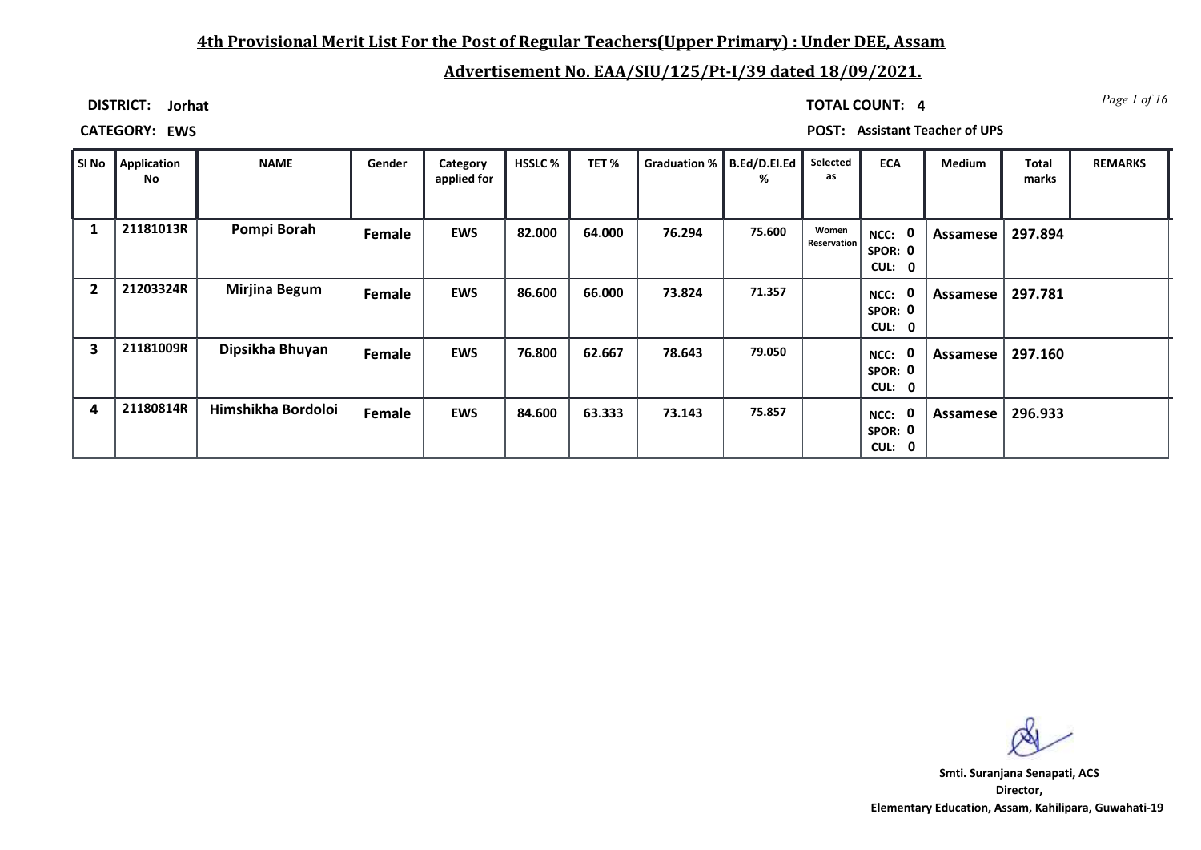## 4th Provisional Merit List For the Post of Regular Teachers(Upper Primary) : Under DEE, Assam

## Advertisement No. EAA/SIU/125/Pt-I/39 dated 18/09/2021.

**DISTRICT:** Jorhat

**TOTAL COUNT:** 4

**CATEGORY:** EWS

**POST:** Assistant Teacher of UPS

| Sl No | Application No | NAME | Gender | Category applied for | HSSLC % | TET % | Graduation % | B.Ed/D.El.Ed % | Selected as | ECA | Medium | Total marks | REMARKS |
|---|---|---|---|---|---|---|---|---|---|---|---|---|---|
| 1 | 21181013R | Pompi Borah | Female | EWS | 82.000 | 64.000 | 76.294 | 75.600 | Women Reservation | NCC: 0 SPOR: 0 CUL: 0 | Assamese | 297.894 | |
| 2 | 21203324R | Mirjina Begum | Female | EWS | 86.600 | 66.000 | 73.824 | 71.357 | | NCC: 0 SPOR: 0 CUL: 0 | Assamese | 297.781 | |
| 3 | 21181009R | Dipsikha Bhuyan | Female | EWS | 76.800 | 62.667 | 78.643 | 79.050 | | NCC: 0 SPOR: 0 CUL: 0 | Assamese | 297.160 | |
| 4 | 21180814R | Himshikha Bordoloi | Female | EWS | 84.600 | 63.333 | 73.143 | 75.857 | | NCC: 0 SPOR: 0 CUL: 0 | Assamese | 296.933 | |

**Smti. Suranjana Senapati, ACS**
**Director,**
**Elementary Education, Assam, Kahilipara, Guwahati-19**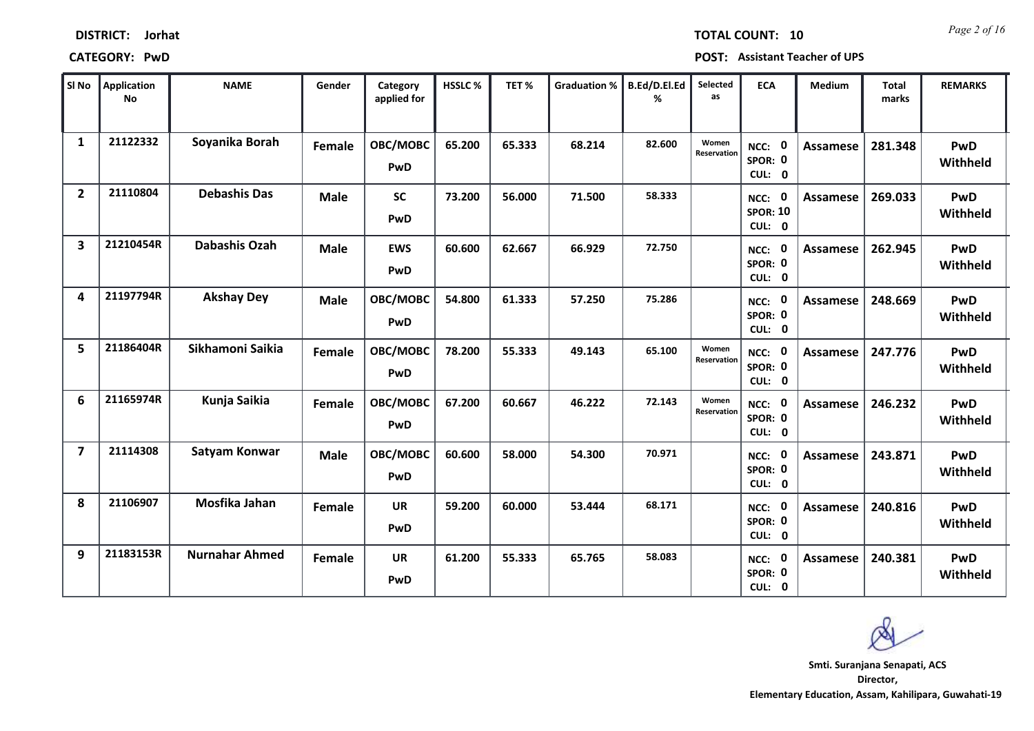**DISTRICT:** Jorhat **TOTAL COUNT:** 10

**CATEGORY:** PwD **POST:** Assistant Teacher of UPS

| Sl No | Application No | NAME | Gender | Category applied for | HSSLC % | TET % | Graduation % | B.Ed/D.El.Ed % | Selected as | ECA | Medium | Total marks | REMARKS |
|---|---|---|---|---|---|---|---|---|---|---|---|---|---|
| 1 | 21122332 | Soyanika Borah | Female | OBC/MOBC PwD | 65.200 | 65.333 | 68.214 | 82.600 | Women Reservation | NCC: 0 SPOR: 0 CUL: 0 | Assamese | 281.348 | PwD Withheld |
| 2 | 21110804 | Debashis Das | Male | SC PwD | 73.200 | 56.000 | 71.500 | 58.333 | | NCC: 0 SPOR: 10 CUL: 0 | Assamese | 269.033 | PwD Withheld |
| 3 | 21210454R | Dabashis Ozah | Male | EWS PwD | 60.600 | 62.667 | 66.929 | 72.750 | | NCC: 0 SPOR: 0 CUL: 0 | Assamese | 262.945 | PwD Withheld |
| 4 | 21197794R | Akshay Dey | Male | OBC/MOBC PwD | 54.800 | 61.333 | 57.250 | 75.286 | | NCC: 0 SPOR: 0 CUL: 0 | Assamese | 248.669 | PwD Withheld |
| 5 | 21186404R | Sikhamoni Saikia | Female | OBC/MOBC PwD | 78.200 | 55.333 | 49.143 | 65.100 | Women Reservation | NCC: 0 SPOR: 0 CUL: 0 | Assamese | 247.776 | PwD Withheld |
| 6 | 21165974R | Kunja Saikia | Female | OBC/MOBC PwD | 67.200 | 60.667 | 46.222 | 72.143 | Women Reservation | NCC: 0 SPOR: 0 CUL: 0 | Assamese | 246.232 | PwD Withheld |
| 7 | 21114308 | Satyam Konwar | Male | OBC/MOBC PwD | 60.600 | 58.000 | 54.300 | 70.971 | | NCC: 0 SPOR: 0 CUL: 0 | Assamese | 243.871 | PwD Withheld |
| 8 | 21106907 | Mosfika Jahan | Female | UR PwD | 59.200 | 60.000 | 53.444 | 68.171 | | NCC: 0 SPOR: 0 CUL: 0 | Assamese | 240.816 | PwD Withheld |
| 9 | 21183153R | Nurnahar Ahmed | Female | UR PwD | 61.200 | 55.333 | 65.765 | 58.083 | | NCC: 0 SPOR: 0 CUL: 0 | Assamese | 240.381 | PwD Withheld |

**Smti. Suranjana Senapati, ACS**
**Director,**
**Elementary Education, Assam, Kahilipara, Guwahati-19**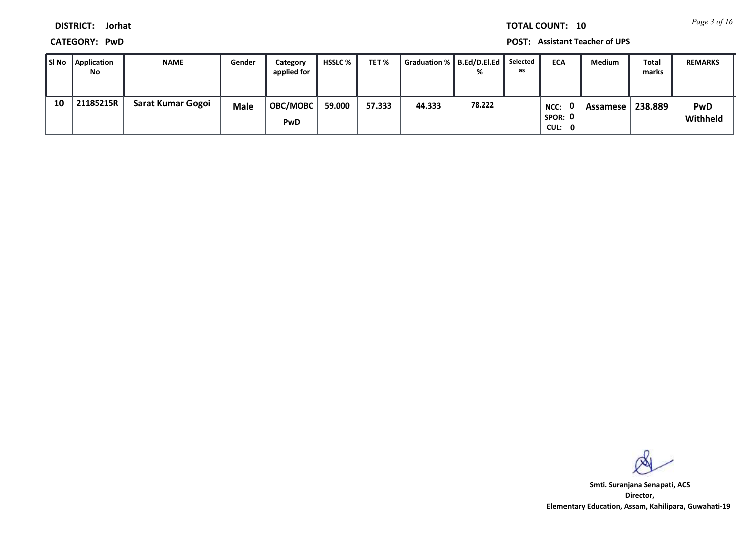**DISTRICT:** Jorhat

**TOTAL COUNT:** 10

**CATEGORY:** PwD

**POST:** Assistant Teacher of UPS

| Sl No | Application No | NAME | Gender | Category applied for | HSSLC % | TET % | Graduation % | B.Ed/D.El.Ed % | Selected as | ECA | Medium | Total marks | REMARKS |
|---|---|---|---|---|---|---|---|---|---|---|---|---|---|
| 10 | 21185215R | Sarat Kumar Gogoi | Male | OBC/MOBC PwD | 59.000 | 57.333 | 44.333 | 78.222 | | NCC: 0 SPOR: 0 CUL: 0 | Assamese | 238.889 | PwD Withheld |

Smti. Suranjana Senapati, ACS
Director,
Elementary Education, Assam, Kahilipara, Guwahati-19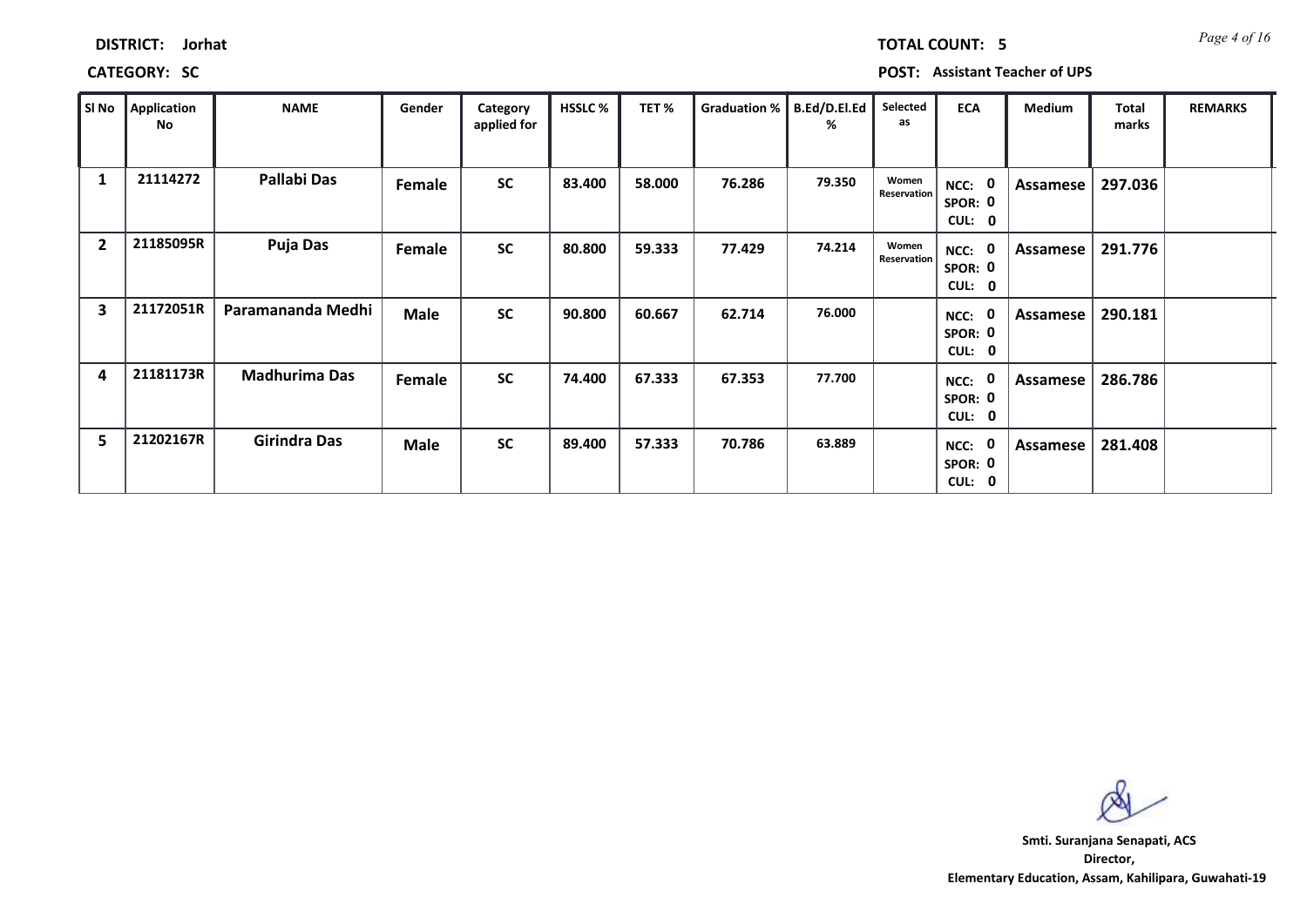**DISTRICT:** Jorhat

**TOTAL COUNT:** 5

**CATEGORY:** SC

**POST:** Assistant Teacher of UPS

| Sl No | Application No | NAME | Gender | Category applied for | HSSLC % | TET % | Graduation % | B.Ed/D.El.Ed % | Selected as | ECA | Medium | Total marks | REMARKS |
|---|---|---|---|---|---|---|---|---|---|---|---|---|---|
| 1 | 21114272 | Pallabi Das | Female | SC | 83.400 | 58.000 | 76.286 | 79.350 | Women Reservation | NCC: 0 SPOR: 0 CUL: 0 | Assamese | 297.036 | |
| 2 | 21185095R | Puja Das | Female | SC | 80.800 | 59.333 | 77.429 | 74.214 | Women Reservation | NCC: 0 SPOR: 0 CUL: 0 | Assamese | 291.776 | |
| 3 | 21172051R | Paramananda Medhi | Male | SC | 90.800 | 60.667 | 62.714 | 76.000 | | NCC: 0 SPOR: 0 CUL: 0 | Assamese | 290.181 | |
| 4 | 21181173R | Madhurima Das | Female | SC | 74.400 | 67.333 | 67.353 | 77.700 | | NCC: 0 SPOR: 0 CUL: 0 | Assamese | 286.786 | |
| 5 | 21202167R | Girindra Das | Male | SC | 89.400 | 57.333 | 70.786 | 63.889 | | NCC: 0 SPOR: 0 CUL: 0 | Assamese | 281.408 | |

**Smti. Suranjana Senapati, ACS**
**Director,**
**Elementary Education, Assam, Kahilipara, Guwahati-19**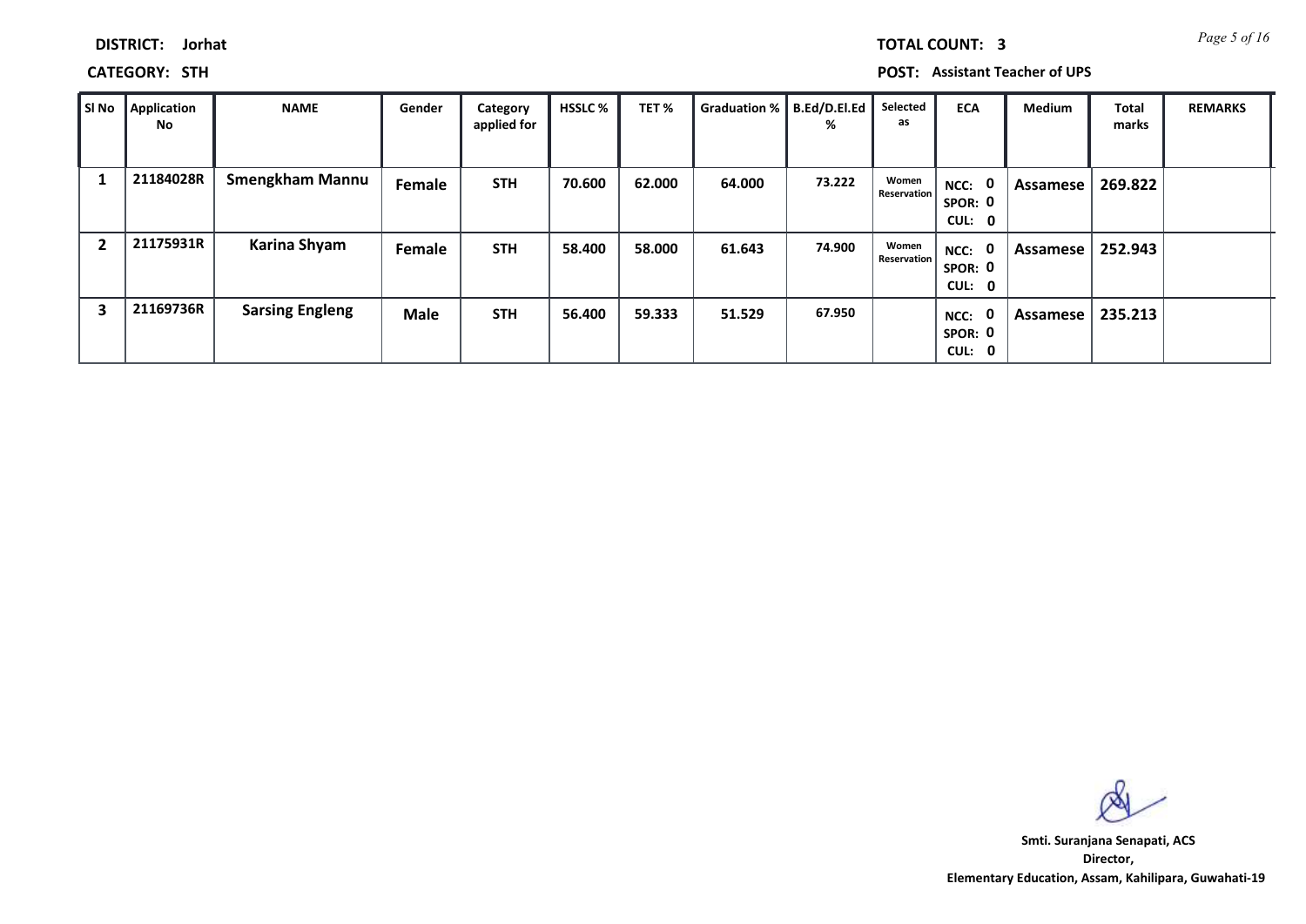**DISTRICT:** Jorhat

**TOTAL COUNT:** 3

**CATEGORY:** STH

**POST:** Assistant Teacher of UPS

| Sl No | Application No | NAME | Gender | Category applied for | HSSLC % | TET % | Graduation % | B.Ed/D.El.Ed % | Selected as | ECA | Medium | Total marks | REMARKS |
|---|---|---|---|---|---|---|---|---|---|---|---|---|---|
| 1 | 21184028R | Smengkham Mannu | Female | STH | 70.600 | 62.000 | 64.000 | 73.222 | Women Reservation | NCC: 0 SPOR: 0 CUL: 0 | Assamese | 269.822 | |
| 2 | 21175931R | Karina Shyam | Female | STH | 58.400 | 58.000 | 61.643 | 74.900 | Women Reservation | NCC: 0 SPOR: 0 CUL: 0 | Assamese | 252.943 | |
| 3 | 21169736R | Sarsing Engleng | Male | STH | 56.400 | 59.333 | 51.529 | 67.950 | | NCC: 0 SPOR: 0 CUL: 0 | Assamese | 235.213 | |

**Smti. Suranjana Senapati, ACS**
**Director,**
**Elementary Education, Assam, Kahilipara, Guwahati-19**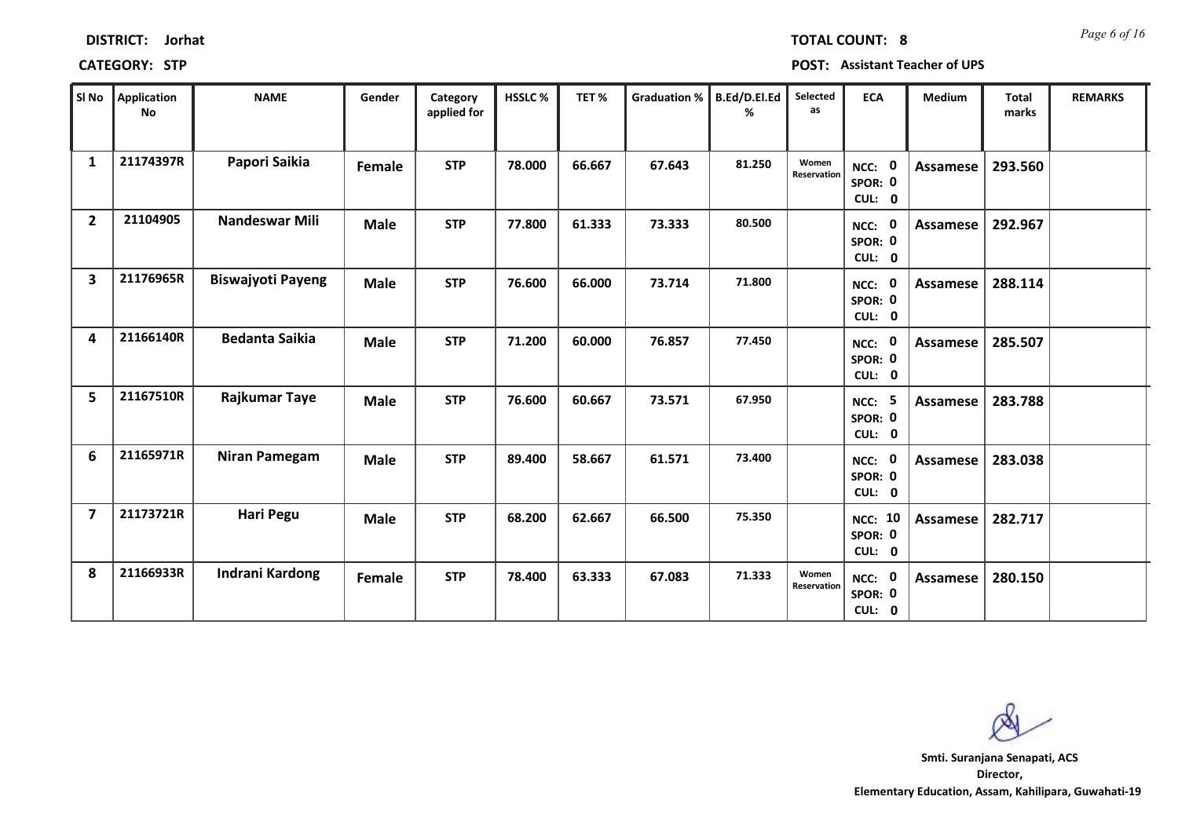**DISTRICT:** Jorhat

**TOTAL COUNT:** 8

**CATEGORY:** STP

**POST:** Assistant Teacher of UPS

| Sl No | Application No | NAME | Gender | Category applied for | HSSLC % | TET % | Graduation % | B.Ed/D.El.Ed % | Selected as | ECA | Medium | Total marks | REMARKS |
|---|---|---|---|---|---|---|---|---|---|---|---|---|---|
| 1 | 21174397R | Papori Saikia | Female | STP | 78.000 | 66.667 | 67.643 | 81.250 | Women Reservation | NCC: 0 SPOR: 0 CUL: 0 | Assamese | 293.560 | |
| 2 | 21104905 | Nandeswar Mili | Male | STP | 77.800 | 61.333 | 73.333 | 80.500 | | NCC: 0 SPOR: 0 CUL: 0 | Assamese | 292.967 | |
| 3 | 21176965R | Biswajyoti Payeng | Male | STP | 76.600 | 66.000 | 73.714 | 71.800 | | NCC: 0 SPOR: 0 CUL: 0 | Assamese | 288.114 | |
| 4 | 21166140R | Bedanta Saikia | Male | STP | 71.200 | 60.000 | 76.857 | 77.450 | | NCC: 0 SPOR: 0 CUL: 0 | Assamese | 285.507 | |
| 5 | 21167510R | Rajkumar Taye | Male | STP | 76.600 | 60.667 | 73.571 | 67.950 | | NCC: 5 SPOR: 0 CUL: 0 | Assamese | 283.788 | |
| 6 | 21165971R | Niran Pamegam | Male | STP | 89.400 | 58.667 | 61.571 | 73.400 | | NCC: 0 SPOR: 0 CUL: 0 | Assamese | 283.038 | |
| 7 | 21173721R | Hari Pegu | Male | STP | 68.200 | 62.667 | 66.500 | 75.350 | | NCC: 10 SPOR: 0 CUL: 0 | Assamese | 282.717 | |
| 8 | 21166933R | Indrani Kardong | Female | STP | 78.400 | 63.333 | 67.083 | 71.333 | Women Reservation | NCC: 0 SPOR: 0 CUL: 0 | Assamese | 280.150 | |

**Smt. Suranjana Senapati, ACS**
**Director,**
**Elementary Education, Assam, Kahilipara, Guwahati-19**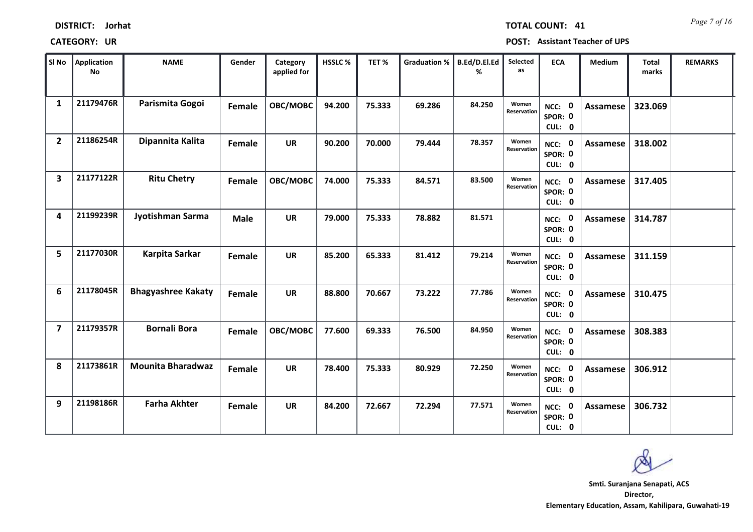**DISTRICT:** Jorhat

**TOTAL COUNT:** 41

**CATEGORY:** UR

**POST:** Assistant Teacher of UPS

| Sl No | Application No | NAME | Gender | Category applied for | HSSLC % | TET % | Graduation % | B.Ed/D.El.Ed % | Selected as | ECA | Medium | Total marks | REMARKS |
|---|---|---|---|---|---|---|---|---|---|---|---|---|---|
| 1 | 21179476R | Parismita Gogoi | Female | OBC/MOBC | 94.200 | 75.333 | 69.286 | 84.250 | Women Reservation | NCC: 0 SPOR: 0 CUL: 0 | Assamese | 323.069 | |
| 2 | 21186254R | Dipannita Kalita | Female | UR | 90.200 | 70.000 | 79.444 | 78.357 | Women Reservation | NCC: 0 SPOR: 0 CUL: 0 | Assamese | 318.002 | |
| 3 | 21177122R | Ritu Chetry | Female | OBC/MOBC | 74.000 | 75.333 | 84.571 | 83.500 | Women Reservation | NCC: 0 SPOR: 0 CUL: 0 | Assamese | 317.405 | |
| 4 | 21199239R | Jyotishman Sarma | Male | UR | 79.000 | 75.333 | 78.882 | 81.571 | | NCC: 0 SPOR: 0 CUL: 0 | Assamese | 314.787 | |
| 5 | 21177030R | Karpita Sarkar | Female | UR | 85.200 | 65.333 | 81.412 | 79.214 | Women Reservation | NCC: 0 SPOR: 0 CUL: 0 | Assamese | 311.159 | |
| 6 | 21178045R | Bhagyashree Kakaty | Female | UR | 88.800 | 70.667 | 73.222 | 77.786 | Women Reservation | NCC: 0 SPOR: 0 CUL: 0 | Assamese | 310.475 | |
| 7 | 21179357R | Bornali Bora | Female | OBC/MOBC | 77.600 | 69.333 | 76.500 | 84.950 | Women Reservation | NCC: 0 SPOR: 0 CUL: 0 | Assamese | 308.383 | |
| 8 | 21173861R | Mounita Bharadwaz | Female | UR | 78.400 | 75.333 | 80.929 | 72.250 | Women Reservation | NCC: 0 SPOR: 0 CUL: 0 | Assamese | 306.912 | |
| 9 | 21198186R | Farha Akhter | Female | UR | 84.200 | 72.667 | 72.294 | 77.571 | Women Reservation | NCC: 0 SPOR: 0 CUL: 0 | Assamese | 306.732 | |

**Smt. Suranjana Senapati, ACS**
**Director,**
**Elementary Education, Assam, Kahilipara, Guwahati-19**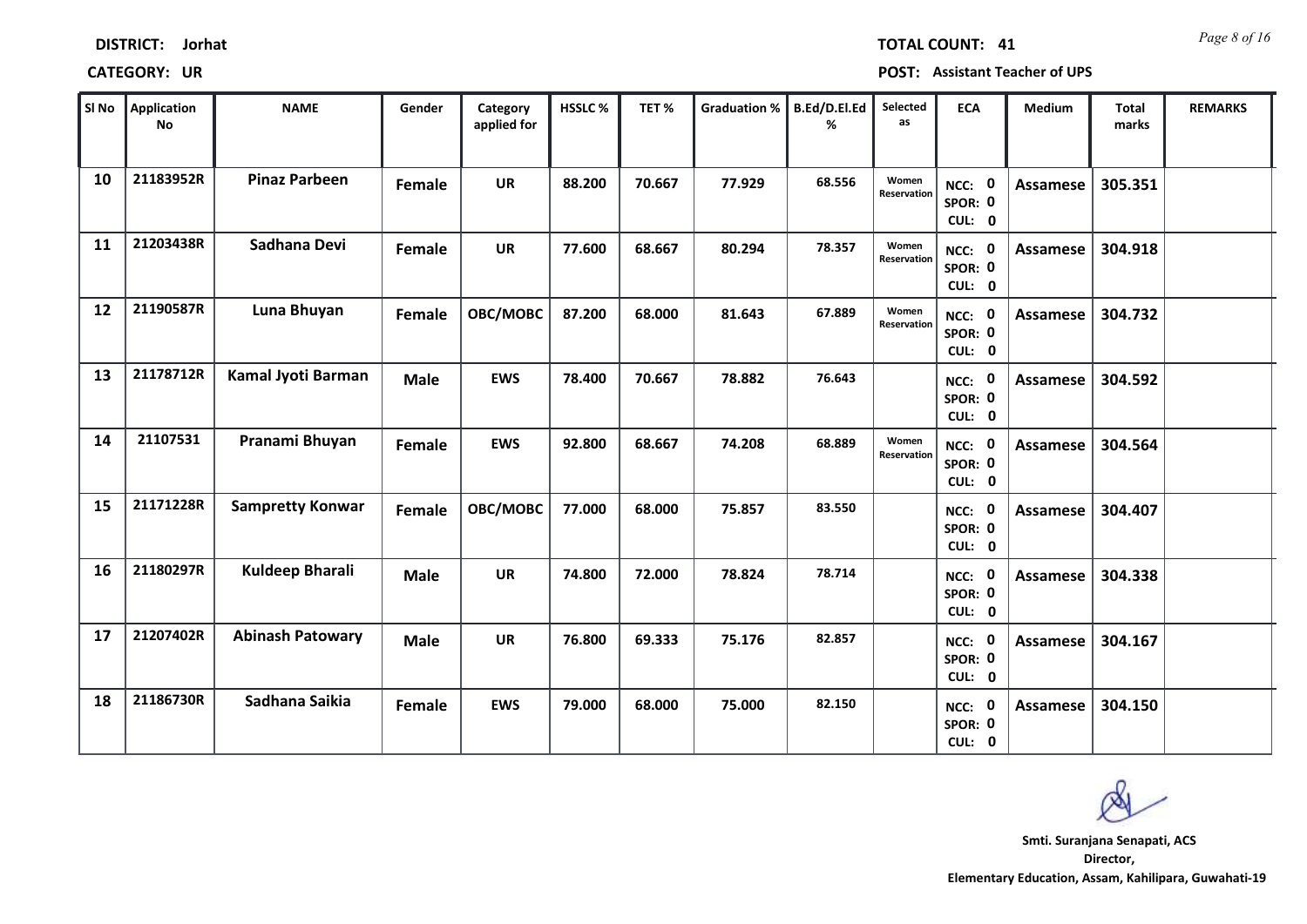**DISTRICT:** Jorhat **TOTAL COUNT:** 41

**CATEGORY:** UR **POST:** Assistant Teacher of UPS

| Sl No | Application No | NAME | Gender | Category applied for | HSSLC % | TET % | Graduation % | B.Ed/D.El.Ed % | Selected as | ECA | Medium | Total marks | REMARKS |
|---|---|---|---|---|---|---|---|---|---|---|---|---|---|
| 10 | 21183952R | Pinaz Parbeen | Female | UR | 88.200 | 70.667 | 77.929 | 68.556 | Women Reservation | NCC: 0 SPOR: 0 CUL: 0 | Assamese | 305.351 | |
| 11 | 21203438R | Sadhana Devi | Female | UR | 77.600 | 68.667 | 80.294 | 78.357 | Women Reservation | NCC: 0 SPOR: 0 CUL: 0 | Assamese | 304.918 | |
| 12 | 21190587R | Luna Bhuyan | Female | OBC/MOBC | 87.200 | 68.000 | 81.643 | 67.889 | Women Reservation | NCC: 0 SPOR: 0 CUL: 0 | Assamese | 304.732 | |
| 13 | 21178712R | Kamal Jyoti Barman | Male | EWS | 78.400 | 70.667 | 78.882 | 76.643 | | NCC: 0 SPOR: 0 CUL: 0 | Assamese | 304.592 | |
| 14 | 21107531 | Pranami Bhuyan | Female | EWS | 92.800 | 68.667 | 74.208 | 68.889 | Women Reservation | NCC: 0 SPOR: 0 CUL: 0 | Assamese | 304.564 | |
| 15 | 21171228R | Sampretty Konwar | Female | OBC/MOBC | 77.000 | 68.000 | 75.857 | 83.550 | | NCC: 0 SPOR: 0 CUL: 0 | Assamese | 304.407 | |
| 16 | 21180297R | Kuldeep Bharali | Male | UR | 74.800 | 72.000 | 78.824 | 78.714 | | NCC: 0 SPOR: 0 CUL: 0 | Assamese | 304.338 | |
| 17 | 21207402R | Abinash Patowary | Male | UR | 76.800 | 69.333 | 75.176 | 82.857 | | NCC: 0 SPOR: 0 CUL: 0 | Assamese | 304.167 | |
| 18 | 21186730R | Sadhana Saikia | Female | EWS | 79.000 | 68.000 | 75.000 | 82.150 | | NCC: 0 SPOR: 0 CUL: 0 | Assamese | 304.150 | |

**Smti. Suranjana Senapati, ACS**
**Director,**
**Elementary Education, Assam, Kahilipara, Guwahati-19**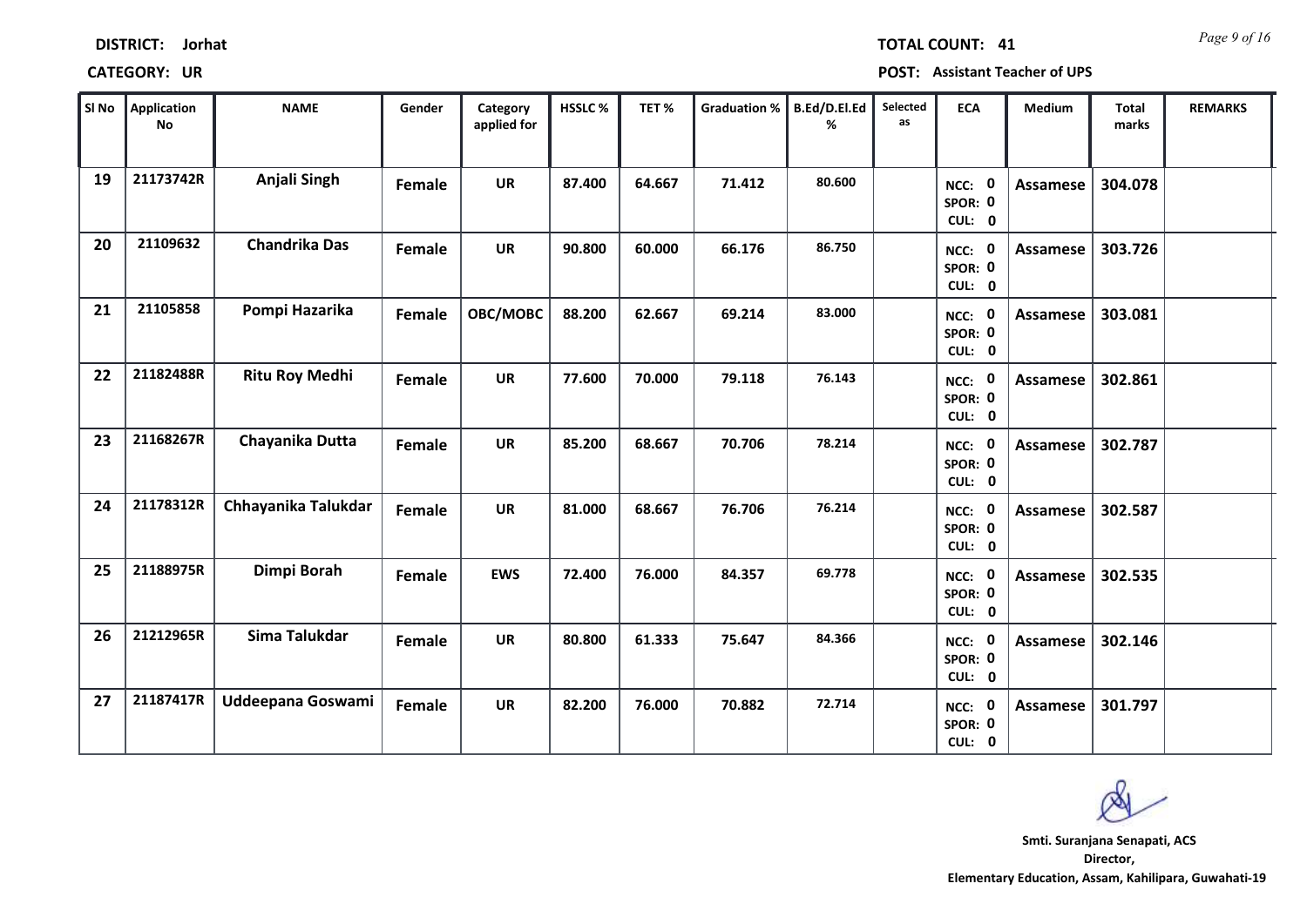**DISTRICT:** Jorhat

**TOTAL COUNT:** 41

**CATEGORY:** UR

**POST:** Assistant Teacher of UPS

| Sl No | Application No | NAME | Gender | Category applied for | HSSLC % | TET % | Graduation % | B.Ed/D.El.Ed % | Selected as | ECA | Medium | Total marks | REMARKS |
|---|---|---|---|---|---|---|---|---|---|---|---|---|---|
| 19 | 21173742R | Anjali Singh | Female | UR | 87.400 | 64.667 | 71.412 | 80.600 | | NCC: 0 SPOR: 0 CUL: 0 | Assamese | 304.078 | |
| 20 | 21109632 | Chandrika Das | Female | UR | 90.800 | 60.000 | 66.176 | 86.750 | | NCC: 0 SPOR: 0 CUL: 0 | Assamese | 303.726 | |
| 21 | 21105858 | Pompi Hazarika | Female | OBC/MOBC | 88.200 | 62.667 | 69.214 | 83.000 | | NCC: 0 SPOR: 0 CUL: 0 | Assamese | 303.081 | |
| 22 | 21182488R | Ritu Roy Medhi | Female | UR | 77.600 | 70.000 | 79.118 | 76.143 | | NCC: 0 SPOR: 0 CUL: 0 | Assamese | 302.861 | |
| 23 | 21168267R | Chayanika Dutta | Female | UR | 85.200 | 68.667 | 70.706 | 78.214 | | NCC: 0 SPOR: 0 CUL: 0 | Assamese | 302.787 | |
| 24 | 21178312R | Chhayanika Talukdar | Female | UR | 81.000 | 68.667 | 76.706 | 76.214 | | NCC: 0 SPOR: 0 CUL: 0 | Assamese | 302.587 | |
| 25 | 21188975R | Dimpi Borah | Female | EWS | 72.400 | 76.000 | 84.357 | 69.778 | | NCC: 0 SPOR: 0 CUL: 0 | Assamese | 302.535 | |
| 26 | 21212965R | Sima Talukdar | Female | UR | 80.800 | 61.333 | 75.647 | 84.366 | | NCC: 0 SPOR: 0 CUL: 0 | Assamese | 302.146 | |
| 27 | 21187417R | Uddeepana Goswami | Female | UR | 82.200 | 76.000 | 70.882 | 72.714 | | NCC: 0 SPOR: 0 CUL: 0 | Assamese | 301.797 | |

**Smti. Suranjana Senapati, ACS**
**Director,**
**Elementary Education, Assam, Kahilipara, Guwahati-19**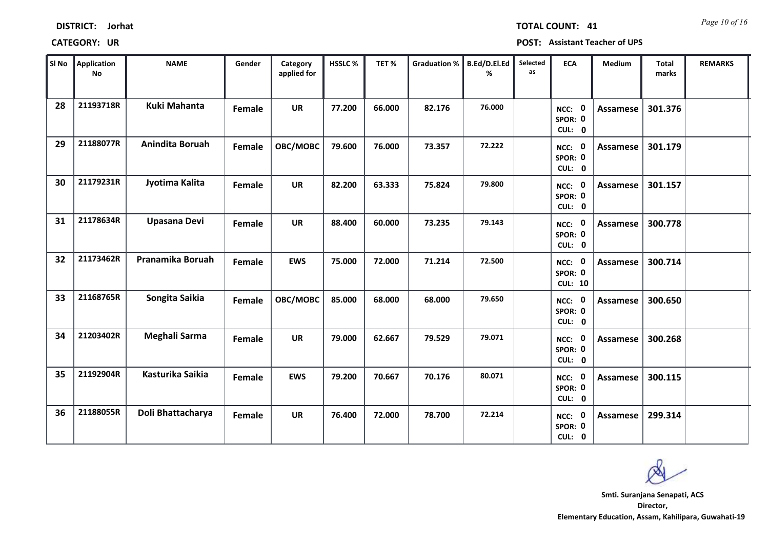**DISTRICT:** Jorhat

**TOTAL COUNT:** 41

**CATEGORY:** UR

**POST:** Assistant Teacher of UPS

| Sl No | Application No | NAME | Gender | Category applied for | HSSLC % | TET % | Graduation % | B.Ed/D.El.Ed % | Selected as | ECA | Medium | Total marks | REMARKS |
|---|---|---|---|---|---|---|---|---|---|---|---|---|---|
| 28 | 21193718R | Kuki Mahanta | Female | UR | 77.200 | 66.000 | 82.176 | 76.000 | | NCC: 0 SPOR: 0 CUL: 0 | Assamese | 301.376 | |
| 29 | 21188077R | Anindita Boruah | Female | OBC/MOBC | 79.600 | 76.000 | 73.357 | 72.222 | | NCC: 0 SPOR: 0 CUL: 0 | Assamese | 301.179 | |
| 30 | 21179231R | Jyotima Kalita | Female | UR | 82.200 | 63.333 | 75.824 | 79.800 | | NCC: 0 SPOR: 0 CUL: 0 | Assamese | 301.157 | |
| 31 | 21178634R | Upasana Devi | Female | UR | 88.400 | 60.000 | 73.235 | 79.143 | | NCC: 0 SPOR: 0 CUL: 0 | Assamese | 300.778 | |
| 32 | 21173462R | Pranamika Boruah | Female | EWS | 75.000 | 72.000 | 71.214 | 72.500 | | NCC: 0 SPOR: 0 CUL: 10 | Assamese | 300.714 | |
| 33 | 21168765R | Songita Saikia | Female | OBC/MOBC | 85.000 | 68.000 | 68.000 | 79.650 | | NCC: 0 SPOR: 0 CUL: 0 | Assamese | 300.650 | |
| 34 | 21203402R | Meghali Sarma | Female | UR | 79.000 | 62.667 | 79.529 | 79.071 | | NCC: 0 SPOR: 0 CUL: 0 | Assamese | 300.268 | |
| 35 | 21192904R | Kasturika Saikia | Female | EWS | 79.200 | 70.667 | 70.176 | 80.071 | | NCC: 0 SPOR: 0 CUL: 0 | Assamese | 300.115 | |
| 36 | 21188055R | Doli Bhattacharya | Female | UR | 76.400 | 72.000 | 78.700 | 72.214 | | NCC: 0 SPOR: 0 CUL: 0 | Assamese | 299.314 | |

Smti. Suranjana Senapati, ACS
Director,
Elementary Education, Assam, Kahilipara, Guwahati-19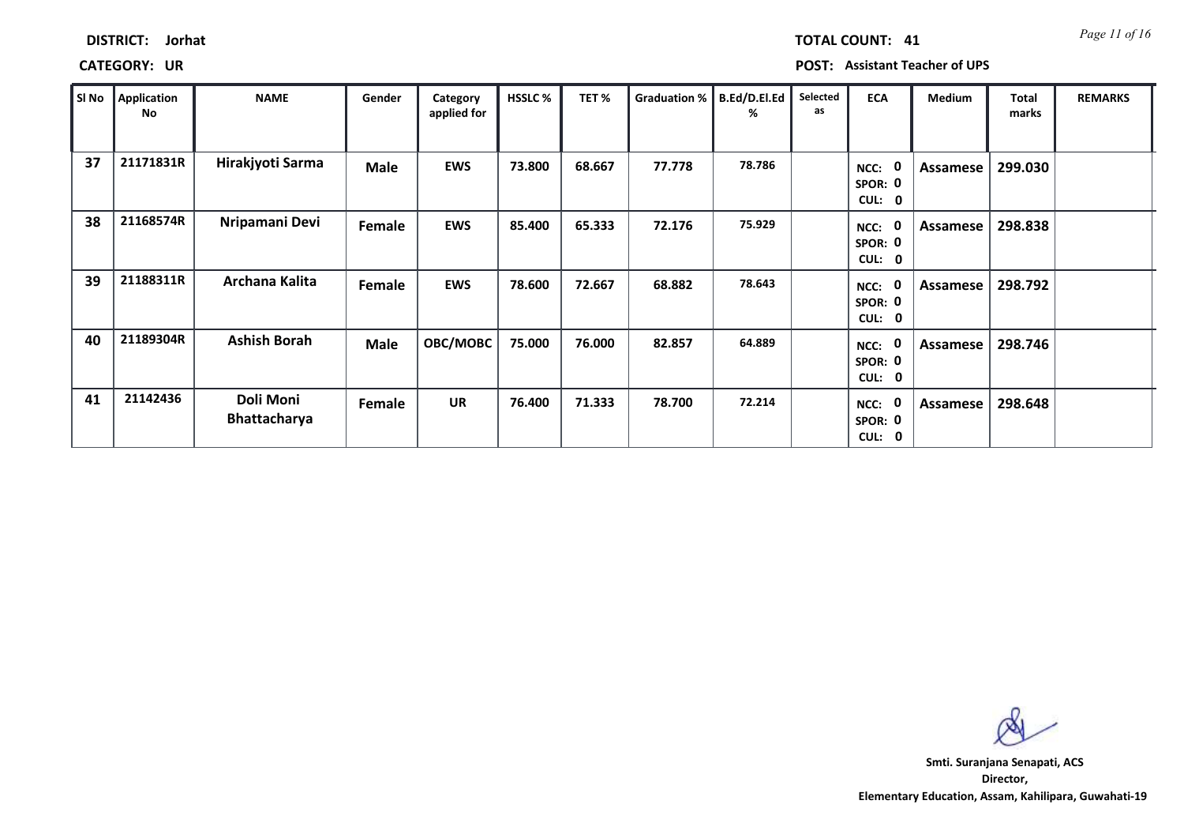**DISTRICT:** Jorhat **TOTAL COUNT:** 41

**CATEGORY:** UR **POST:** Assistant Teacher of UPS

| Sl No | Application No | NAME | Gender | Category applied for | HSSLC % | TET % | Graduation % | B.Ed/D.El.Ed % | Selected as | ECA | Medium | Total marks | REMARKS |
|---|---|---|---|---|---|---|---|---|---|---|---|---|---|
| 37 | 21171831R | Hirakjyoti Sarma | Male | EWS | 73.800 | 68.667 | 77.778 | 78.786 | | NCC: 0 SPOR: 0 CUL: 0 | Assamese | 299.030 | |
| 38 | 21168574R | Nripamani Devi | Female | EWS | 85.400 | 65.333 | 72.176 | 75.929 | | NCC: 0 SPOR: 0 CUL: 0 | Assamese | 298.838 | |
| 39 | 21188311R | Archana Kalita | Female | EWS | 78.600 | 72.667 | 68.882 | 78.643 | | NCC: 0 SPOR: 0 CUL: 0 | Assamese | 298.792 | |
| 40 | 21189304R | Ashish Borah | Male | OBC/MOBC | 75.000 | 76.000 | 82.857 | 64.889 | | NCC: 0 SPOR: 0 CUL: 0 | Assamese | 298.746 | |
| 41 | 21142436 | Doli Moni Bhattacharya | Female | UR | 76.400 | 71.333 | 78.700 | 72.214 | | NCC: 0 SPOR: 0 CUL: 0 | Assamese | 298.648 | |

**Smti. Suranjana Senapati, ACS**
**Director,**
**Elementary Education, Assam, Kahilipara, Guwahati-19**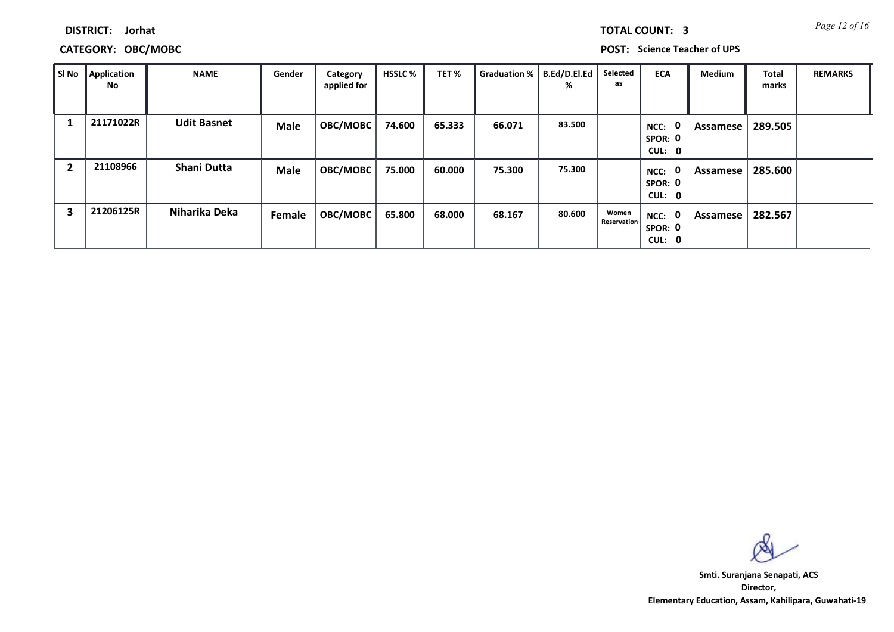**DISTRICT:** Jorhat

**TOTAL COUNT:** 3

**CATEGORY:** OBC/MOBC

**POST:** Science Teacher of UPS

| Sl No | Application No | NAME | Gender | Category applied for | HSSLC % | TET % | Graduation % | B.Ed/D.El.Ed % | Selected as | ECA | Medium | Total marks | REMARKS |
|---|---|---|---|---|---|---|---|---|---|---|---|---|---|
| 1 | 21171022R | Udit Basnet | Male | OBC/MOBC | 74.600 | 65.333 | 66.071 | 83.500 | | NCC: 0 SPOR: 0 CUL: 0 | Assamese | 289.505 | |
| 2 | 21108966 | Shani Dutta | Male | OBC/MOBC | 75.000 | 60.000 | 75.300 | 75.300 | | NCC: 0 SPOR: 0 CUL: 0 | Assamese | 285.600 | |
| 3 | 21206125R | Niharika Deka | Female | OBC/MOBC | 65.800 | 68.000 | 68.167 | 80.600 | Women Reservation | NCC: 0 SPOR: 0 CUL: 0 | Assamese | 282.567 | |

**Smti. Suranjana Senapati, ACS**
**Director,**
**Elementary Education, Assam, Kahilipara, Guwahati-19**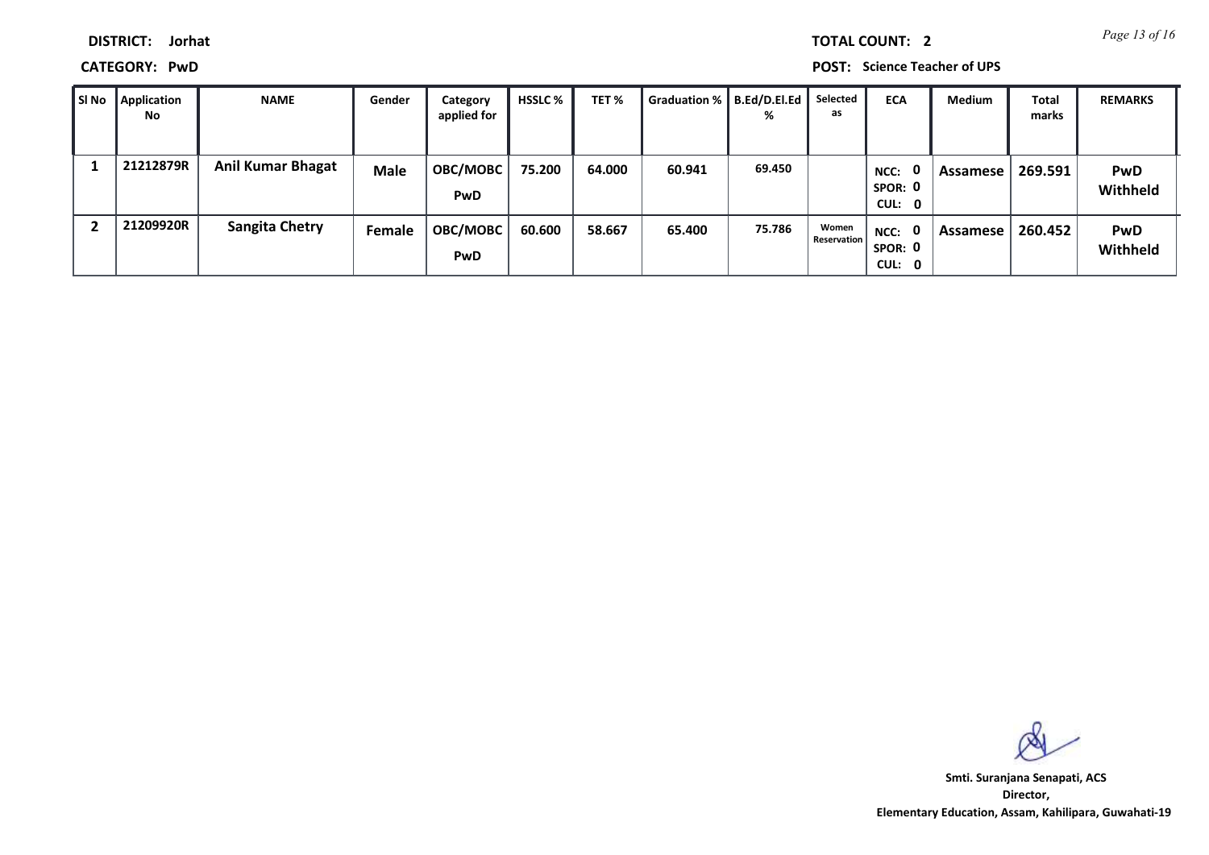**DISTRICT:** Jorhat

**TOTAL COUNT:** 2

**CATEGORY:** PwD

**POST:** Science Teacher of UPS

| Sl No | Application No | NAME | Gender | Category applied for | HSSLC % | TET % | Graduation % | B.Ed/D.El.Ed % | Selected as | ECA | Medium | Total marks | REMARKS |
|---|---|---|---|---|---|---|---|---|---|---|---|---|---|
| 1 | 21212879R | Anil Kumar Bhagat | Male | OBC/MOBC PwD | 75.200 | 64.000 | 60.941 | 69.450 | | NCC: 0 SPOR: 0 CUL: 0 | Assamese | 269.591 | PwD Withheld |
| 2 | 21209920R | Sangita Chetry | Female | OBC/MOBC PwD | 60.600 | 58.667 | 65.400 | 75.786 | Women Reservation | NCC: 0 SPOR: 0 CUL: 0 | Assamese | 260.452 | PwD Withheld |

**Smti. Suranjana Senapati, ACS**
**Director,**
**Elementary Education, Assam, Kahilipara, Guwahati-19**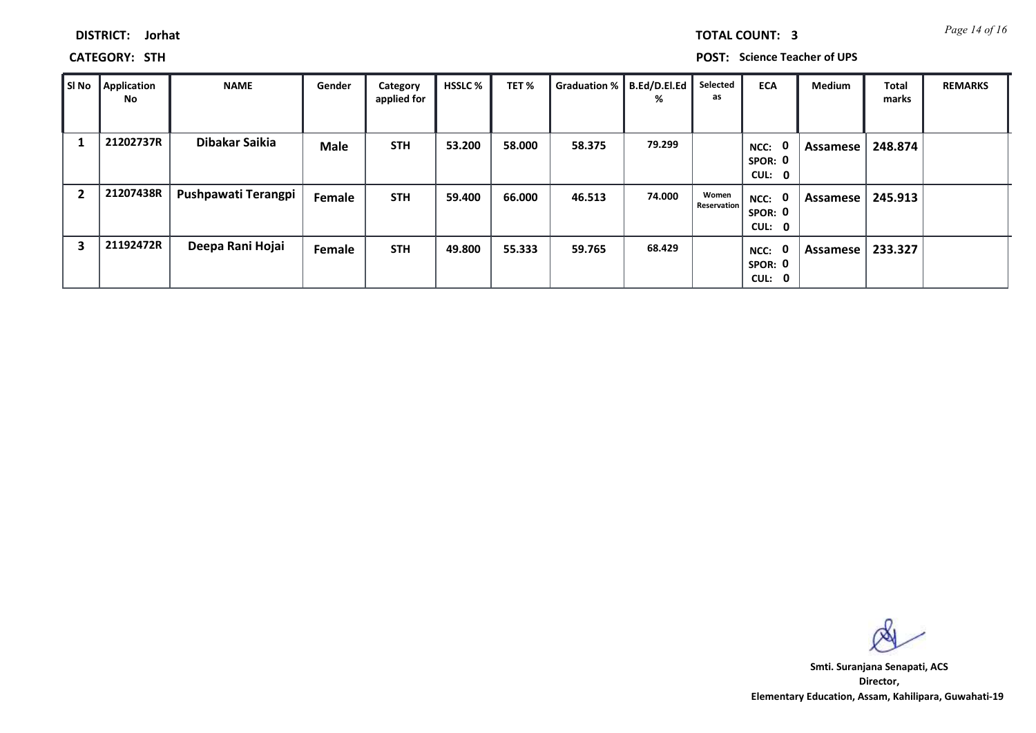**DISTRICT:** Jorhat

**TOTAL COUNT:** 3

**CATEGORY:** STH

**POST:** Science Teacher of UPS

| Sl No | Application No | NAME | Gender | Category applied for | HSSLC % | TET % | Graduation % | B.Ed/D.El.Ed % | Selected as | ECA | Medium | Total marks | REMARKS |
|---|---|---|---|---|---|---|---|---|---|---|---|---|---|
| 1 | 21202737R | Dibakar Saikia | Male | STH | 53.200 | 58.000 | 58.375 | 79.299 | | NCC: 0 SPOR: 0 CUL: 0 | Assamese | 248.874 | |
| 2 | 21207438R | Pushpawati Terangpi | Female | STH | 59.400 | 66.000 | 46.513 | 74.000 | Women Reservation | NCC: 0 SPOR: 0 CUL: 0 | Assamese | 245.913 | |
| 3 | 21192472R | Deepa Rani Hojai | Female | STH | 49.800 | 55.333 | 59.765 | 68.429 | | NCC: 0 SPOR: 0 CUL: 0 | Assamese | 233.327 | |

**Smti. Suranjana Senapati, ACS**
**Director,**
**Elementary Education, Assam, Kahilipara, Guwahati-19**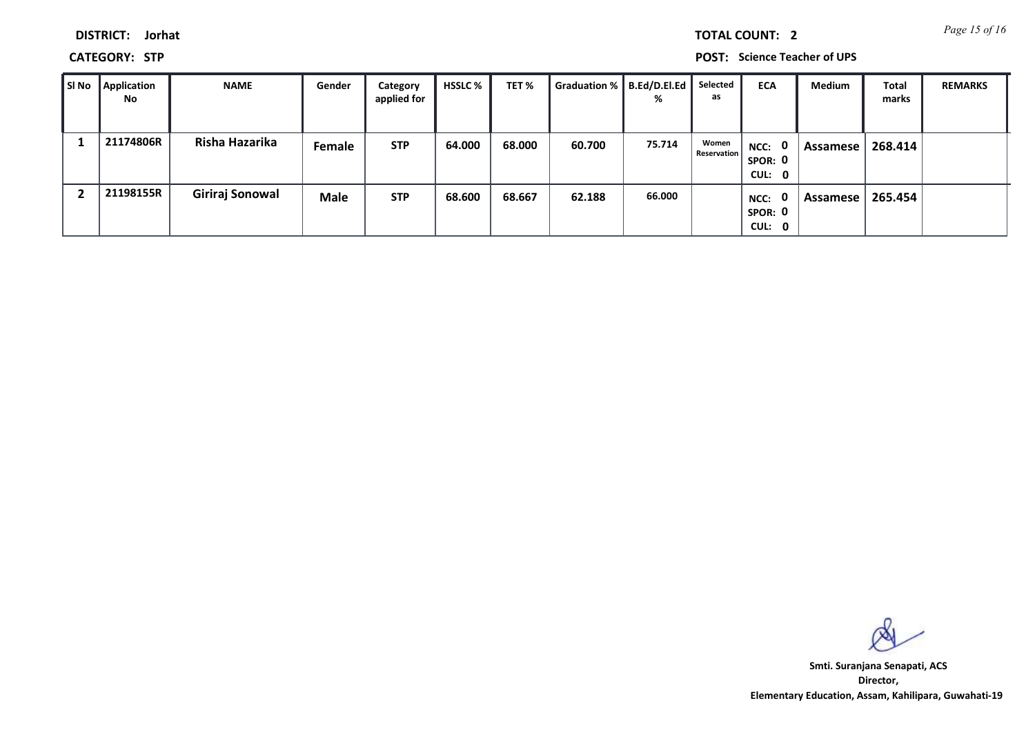**DISTRICT:** Jorhat

**TOTAL COUNT:** 2

**CATEGORY:** STP

**POST:** Science Teacher of UPS

| Sl No | Application No | NAME | Gender | Category applied for | HSSLC % | TET % | Graduation % | B.Ed/D.El.Ed % | Selected as | ECA | Medium | Total marks | REMARKS |
|---|---|---|---|---|---|---|---|---|---|---|---|---|---|
| 1 | 21174806R | Risha Hazarika | Female | STP | 64.000 | 68.000 | 60.700 | 75.714 | Women Reservation | NCC: 0 SPOR: 0 CUL: 0 | Assamese | 268.414 | |
| 2 | 21198155R | Giriraj Sonowal | Male | STP | 68.600 | 68.667 | 62.188 | 66.000 | | NCC: 0 SPOR: 0 CUL: 0 | Assamese | 265.454 | |

**Smti. Suranjana Senapati, ACS**
**Director,**
**Elementary Education, Assam, Kahilipara, Guwahati-19**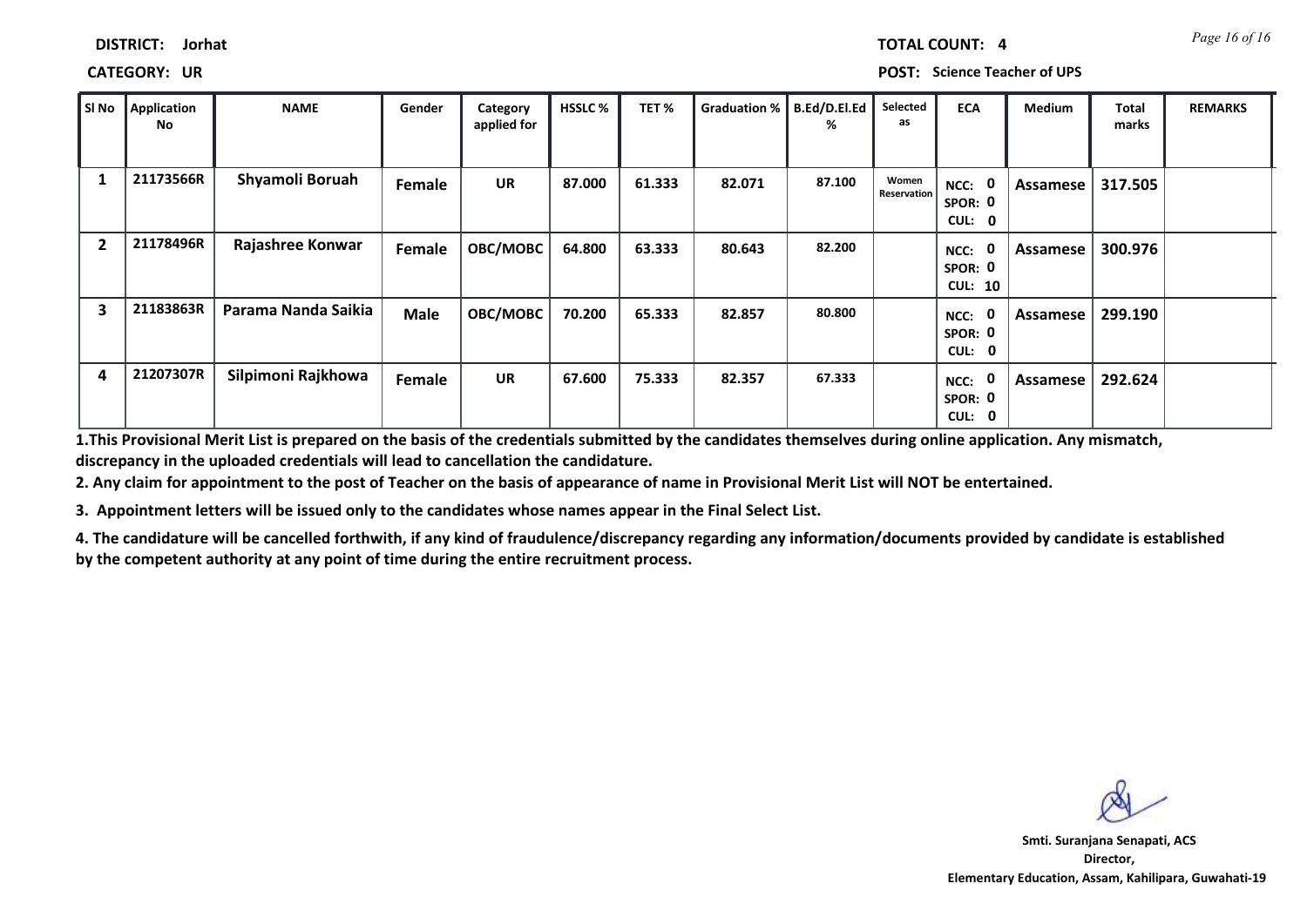**DISTRICT: Jorhat**

**TOTAL COUNT: 4**

**CATEGORY: UR**

**POST: Science Teacher of UPS**

| Sl No | Application No | NAME | Gender | Category applied for | HSSLC % | TET % | Graduation % | B.Ed/D.El.Ed % | Selected as | ECA | Medium | Total marks | REMARKS |
|---|---|---|---|---|---|---|---|---|---|---|---|---|---|
| 1 | 21173566R | Shyamoli Boruah | Female | UR | 87.000 | 61.333 | 82.071 | 87.100 | Women Reservation | NCC: 0 SPOR: 0 CUL: 0 | Assamese | 317.505 | |
| 2 | 21178496R | Rajashree Konwar | Female | OBC/MOBC | 64.800 | 63.333 | 80.643 | 82.200 | | NCC: 0 SPOR: 0 CUL: 10 | Assamese | 300.976 | |
| 3 | 21183863R | Parama Nanda Saikia | Male | OBC/MOBC | 70.200 | 65.333 | 82.857 | 80.800 | | NCC: 0 SPOR: 0 CUL: 0 | Assamese | 299.190 | |
| 4 | 21207307R | Silpimoni Rajkhowa | Female | UR | 67.600 | 75.333 | 82.357 | 67.333 | | NCC: 0 SPOR: 0 CUL: 0 | Assamese | 292.624 | |

**1.This Provisional Merit List is prepared on the basis of the credentials submitted by the candidates themselves during online application. Any mismatch, discrepancy in the uploaded credentials will lead to cancellation the candidature.**

**2. Any claim for appointment to the post of Teacher on the basis of appearance of name in Provisional Merit List will NOT be entertained.**

**3. Appointment letters will be issued only to the candidates whose names appear in the Final Select List.**

**4. The candidature will be cancelled forthwith, if any kind of fraudulence/discrepancy regarding any information/documents provided by candidate is established by the competent authority at any point of time during the entire recruitment process.**

**Smti. Suranjana Senapati, ACS**
**Director,**
**Elementary Education, Assam, Kahilipara, Guwahati-19**